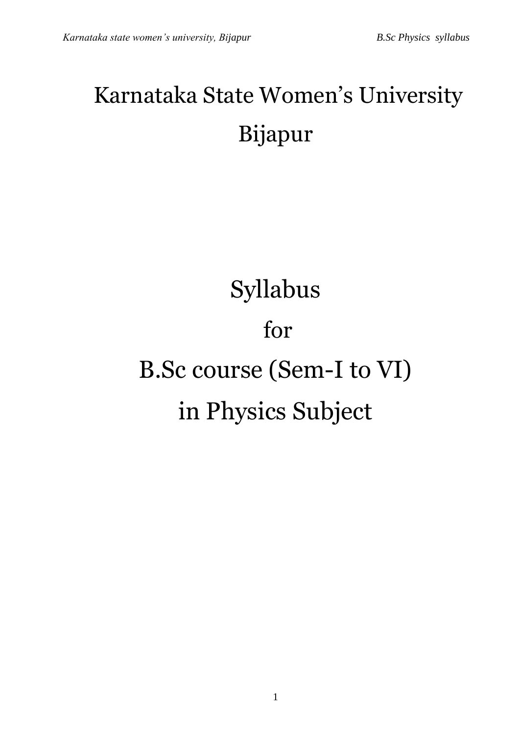# Karnataka State Women's University

# Bijapur

# Syllabus

# for

# B.Sc course (Sem-I to VI)

# in Physics Subject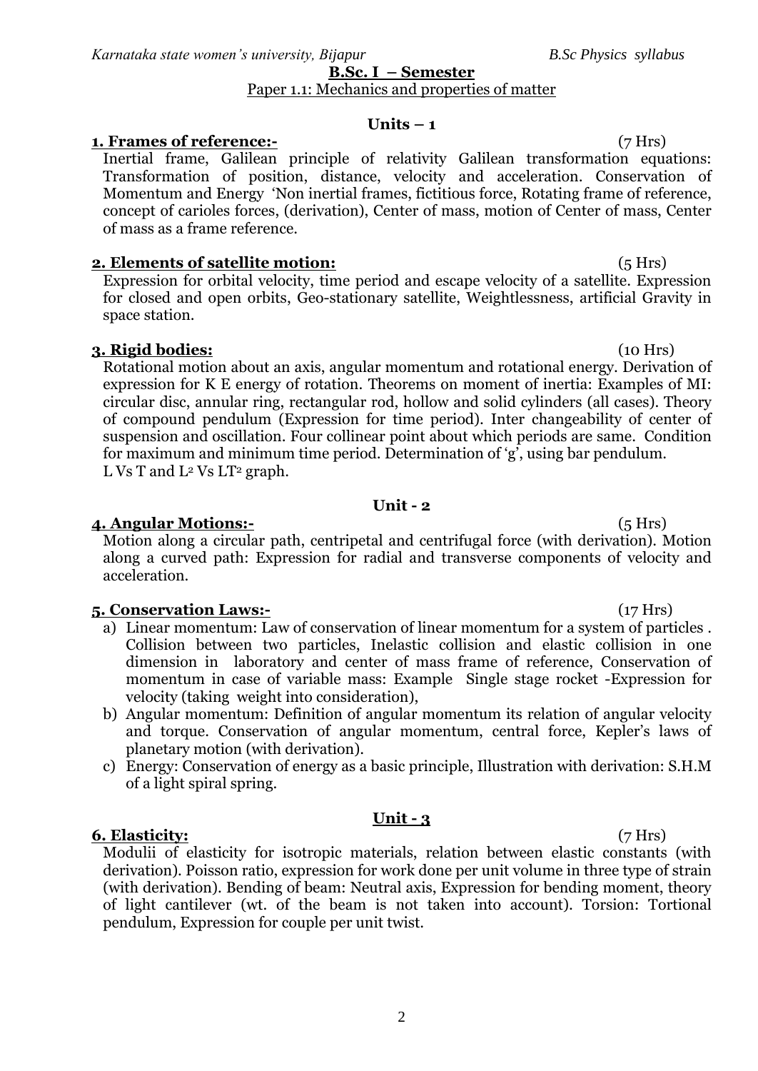## B.Sc. I – Semester

Paper 1.1: Mechanics and properties of matter

### Units – 1

**1. Frames of reference:-** (7 Hrs)

Inertial frame, Galilean principle of relativity Galilean transformation equations: Transformation of position, distance, velocity and acceleration. Conservation of Momentum and Energy 'Non inertial frames, fictitious force, Rotating frame of reference, concept of carioles forces, (derivation), Center of mass, motion of Center of mass, Center of mass as a frame reference.

**2. Elements of satellite motion:** (5 Hrs)

Expression for orbital velocity, time period and escape velocity of a satellite. Expression for closed and open orbits, Geo-stationary satellite, Weightlessness, artificial Gravity in space station.

**3. Rigid bodies:** (10 Hrs)

Rotational motion about an axis, angular momentum and rotational energy. Derivation of expression for K E energy of rotation. Theorems on moment of inertia: Examples of MI: circular disc, annular ring, rectangular rod, hollow and solid cylinders (all cases). Theory of compound pendulum (Expression for time period). Inter changeability of center of suspension and oscillation. Four collinear point about which periods are same. Condition for maximum and minimum time period. Determination of 'g', using bar pendulum. L Vs T and $L^2$ Vs $LT^2$ graph.

### Unit - 2

**4. Angular Motions:-** (5 Hrs)

Motion along a circular path, centripetal and centrifugal force (with derivation). Motion along a curved path: Expression for radial and transverse components of velocity and acceleration.

**5. Conservation Laws:-** (17 Hrs)

a) Linear momentum: Law of conservation of linear momentum for a system of particles . Collision between two particles, Inelastic collision and elastic collision in one dimension in laboratory and center of mass frame of reference, Conservation of momentum in case of variable mass: Example Single stage rocket -Expression for velocity (taking weight into consideration),
b) Angular momentum: Definition of angular momentum its relation of angular velocity and torque. Conservation of angular momentum, central force, Kepler's laws of planetary motion (with derivation).
c) Energy: Conservation of energy as a basic principle, Illustration with derivation: S.H.M of a light spiral spring.

### Unit - 3

**6. Elasticity:** (7 Hrs)

Modulii of elasticity for isotropic materials, relation between elastic constants (with derivation). Poisson ratio, expression for work done per unit volume in three type of strain (with derivation). Bending of beam: Neutral axis, Expression for bending moment, theory of light cantilever (wt. of the beam is not taken into account). Torsion: Tortional pendulum, Expression for couple per unit twist.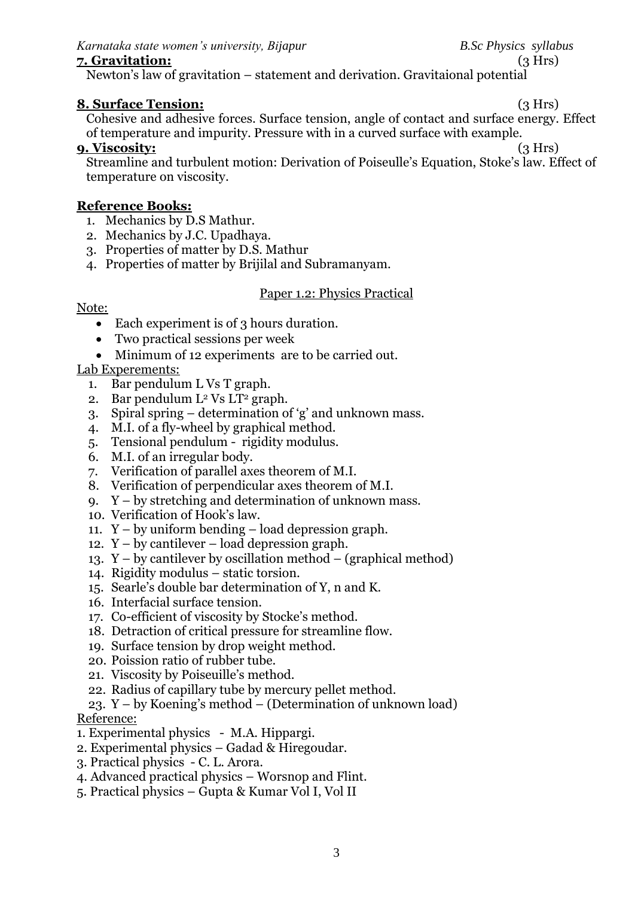**7. Gravitation:** (3 Hrs)

Newton's law of gravitation – statement and derivation. Gravitaional potential

**8. Surface Tension:** (3 Hrs)

Cohesive and adhesive forces. Surface tension, angle of contact and surface energy. Effect of temperature and impurity. Pressure with in a curved surface with example.

**9. Viscosity:** (3 Hrs)

Streamline and turbulent motion: Derivation of Poiseulle's Equation, Stoke's law. Effect of temperature on viscosity.

**Reference Books:**

1. Mechanics by D.S Mathur.
2. Mechanics by J.C. Upadhaya.
3. Properties of matter by D.S. Mathur
4. Properties of matter by Brijilal and Subramanyam.

Paper 1.2: Physics Practical

Note:

- Each experiment is of 3 hours duration.
- Two practical sessions per week
- Minimum of 12 experiments are to be carried out.

Lab Experements:

1. Bar pendulum L Vs T graph.
2. Bar pendulum $L^2$ Vs $LT^2$ graph.
3. Spiral spring – determination of 'g' and unknown mass.
4. M.I. of a fly-wheel by graphical method.
5. Tensional pendulum - rigidity modulus.
6. M.I. of an irregular body.
7. Verification of parallel axes theorem of M.I.
8. Verification of perpendicular axes theorem of M.I.
9. Y – by stretching and determination of unknown mass.
10. Verification of Hook's law.
11. Y – by uniform bending – load depression graph.
12. Y – by cantilever – load depression graph.
13. Y – by cantilever by oscillation method – (graphical method)
14. Rigidity modulus – static torsion.
15. Searle's double bar determination of Y, n and K.
16. Interfacial surface tension.
17. Co-efficient of viscosity by Stocke's method.
18. Detraction of critical pressure for streamline flow.
19. Surface tension by drop weight method.
20. Poission ratio of rubber tube.
21. Viscosity by Poiseuille's method.
22. Radius of capillary tube by mercury pellet method.
23. Y – by Koening's method – (Determination of unknown load)

Reference:

1. Experimental physics - M.A. Hippargi.
2. Experimental physics – Gadad & Hiregoudar.
3. Practical physics - C. L. Arora.
4. Advanced practical physics – Worsnop and Flint.
5. Practical physics – Gupta & Kumar Vol I, Vol II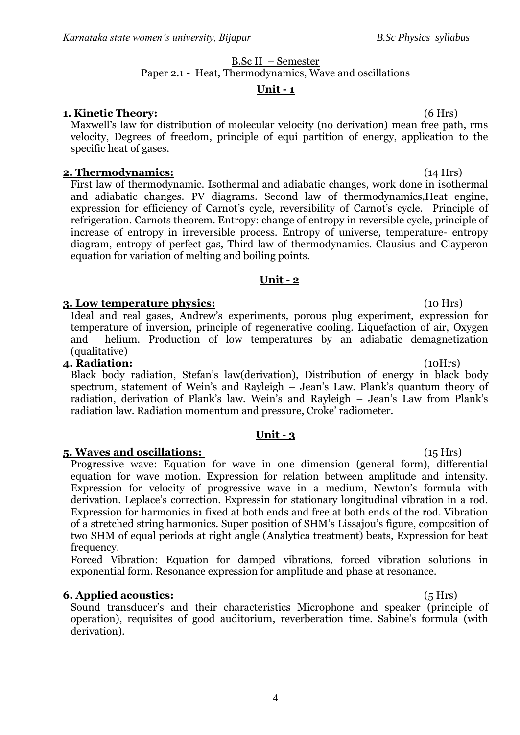B.Sc II – Semester

Paper 2.1 - Heat, Thermodynamics, Wave and oscillations

## Unit - 1

**1. Kinetic Theory:** (6 Hrs)

Maxwell's law for distribution of molecular velocity (no derivation) mean free path, rms velocity, Degrees of freedom, principle of equi partition of energy, application to the specific heat of gases.

**2. Thermodynamics:** (14 Hrs)

First law of thermodynamic. Isothermal and adiabatic changes, work done in isothermal and adiabatic changes. PV diagrams. Second law of thermodynamics,Heat engine, expression for efficiency of Carnot's cycle, reversibility of Carnot's cycle. Principle of refrigeration. Carnots theorem. Entropy: change of entropy in reversible cycle, principle of increase of entropy in irreversible process. Entropy of universe, temperature- entropy diagram, entropy of perfect gas, Third law of thermodynamics. Clausius and Clayperon equation for variation of melting and boiling points.

## Unit - 2

**3. Low temperature physics:** (10 Hrs)

Ideal and real gases, Andrew's experiments, porous plug experiment, expression for temperature of inversion, principle of regenerative cooling. Liquefaction of air, Oxygen and helium. Production of low temperatures by an adiabatic demagnetization (qualitative)

**4. Radiation:** (10Hrs)

Black body radiation, Stefan's law(derivation), Distribution of energy in black body spectrum, statement of Wein's and Rayleigh – Jean's Law. Plank's quantum theory of radiation, derivation of Plank's law. Wein's and Rayleigh – Jean's Law from Plank's radiation law. Radiation momentum and pressure, Croke' radiometer.

## Unit - 3

**5. Waves and oscillations:** (15 Hrs)

Progressive wave: Equation for wave in one dimension (general form), differential equation for wave motion. Expression for relation between amplitude and intensity. Expression for velocity of progressive wave in a medium, Newton's formula with derivation. Leplace's correction. Expressin for stationary longitudinal vibration in a rod. Expression for harmonics in fixed at both ends and free at both ends of the rod. Vibration of a stretched string harmonics. Super position of SHM's Lissajou's figure, composition of two SHM of equal periods at right angle (Analytica treatment) beats, Expression for beat frequency.

Forced Vibration: Equation for damped vibrations, forced vibration solutions in exponential form. Resonance expression for amplitude and phase at resonance.

**6. Applied acoustics:** (5 Hrs)

Sound transducer's and their characteristics Microphone and speaker (principle of operation), requisites of good auditorium, reverberation time. Sabine's formula (with derivation).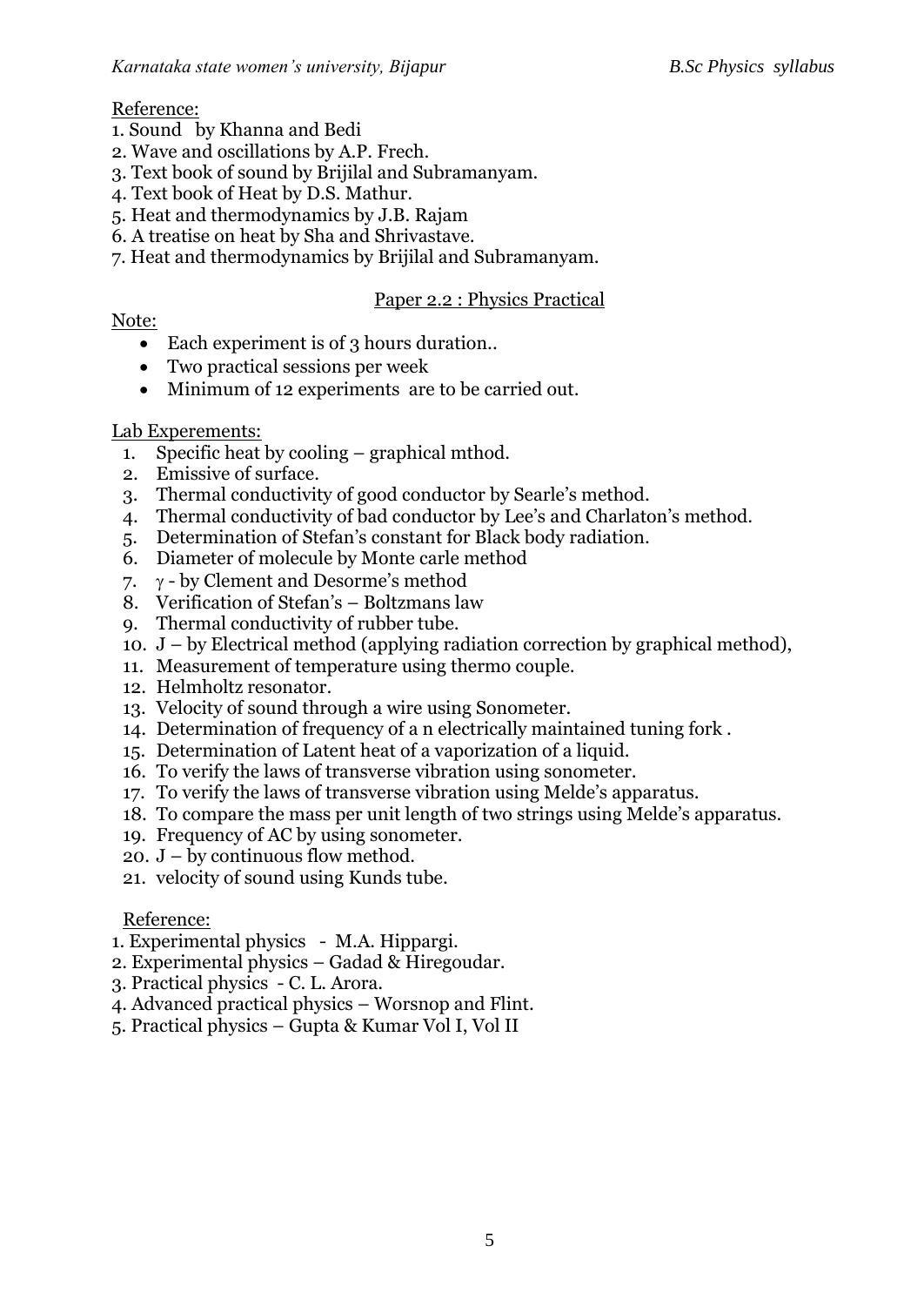Reference:

1. Sound by Khanna and Bedi
2. Wave and oscillations by A.P. Frech.
3. Text book of sound by Brijilal and Subramanyam.
4. Text book of Heat by D.S. Mathur.
5. Heat and thermodynamics by J.B. Rajam
6. A treatise on heat by Sha and Shrivastave.
7. Heat and thermodynamics by Brijilal and Subramanyam.

## Paper 2.2 : Physics Practical

Note:

- Each experiment is of 3 hours duration..
- Two practical sessions per week
- Minimum of 12 experiments are to be carried out.

Lab Experements:

1. Specific heat by cooling – graphical mthod.
2. Emissive of surface.
3. Thermal conductivity of good conductor by Searle's method.
4. Thermal conductivity of bad conductor by Lee's and Charlaton's method.
5. Determination of Stefan's constant for Black body radiation.
6. Diameter of molecule by Monte carle method
7. $\gamma$ - by Clement and Desorme's method
8. Verification of Stefan's – Boltzmans law
9. Thermal conductivity of rubber tube.
10. J – by Electrical method (applying radiation correction by graphical method),
11. Measurement of temperature using thermo couple.
12. Helmholtz resonator.
13. Velocity of sound through a wire using Sonometer.
14. Determination of frequency of a n electrically maintained tuning fork .
15. Determination of Latent heat of a vaporization of a liquid.
16. To verify the laws of transverse vibration using sonometer.
17. To verify the laws of transverse vibration using Melde's apparatus.
18. To compare the mass per unit length of two strings using Melde's apparatus.
19. Frequency of AC by using sonometer.
20. J – by continuous flow method.
21. velocity of sound using Kunds tube.

Reference:

1. Experimental physics - M.A. Hippargi.
2. Experimental physics – Gadad & Hiregoudar.
3. Practical physics - C. L. Arora.
4. Advanced practical physics – Worsnop and Flint.
5. Practical physics – Gupta & Kumar Vol I, Vol II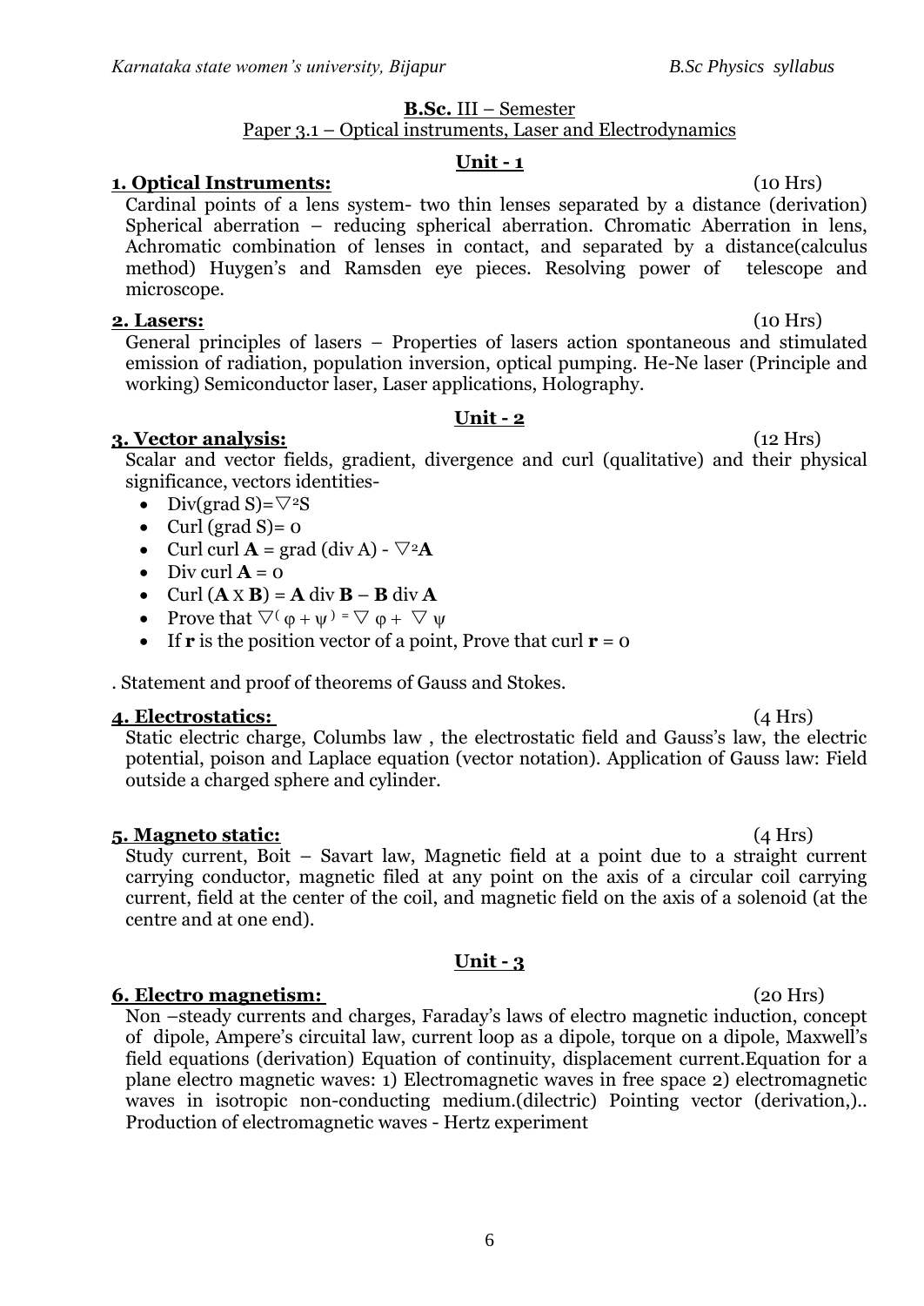**B.Sc.** III – Semester

Paper 3.1 – Optical instruments, Laser and Electrodynamics

## Unit - 1

**1. Optical Instruments:** (10 Hrs)

Cardinal points of a lens system- two thin lenses separated by a distance (derivation) Spherical aberration – reducing spherical aberration. Chromatic Aberration in lens, Achromatic combination of lenses in contact, and separated by a distance(calculus method) Huygen's and Ramsden eye pieces. Resolving power of telescope and microscope.

**2. Lasers:** (10 Hrs)

General principles of lasers – Properties of lasers action spontaneous and stimulated emission of radiation, population inversion, optical pumping. He-Ne laser (Principle and working) Semiconductor laser, Laser applications, Holography.

## Unit - 2

**3. Vector analysis:** (12 Hrs)

Scalar and vector fields, gradient, divergence and curl (qualitative) and their physical significance, vectors identities-

- Div(grad S)= $\nabla^2$S
- Curl (grad S)= 0
- Curl curl **A** = grad (div A) - $\nabla^2$**A**
- Div curl **A** = 0
- Curl (**A** X **B**) = **A** div **B** – **B** div **A**
- Prove that $\nabla(\varphi + \psi) = \nabla \varphi + \nabla \psi$
- If **r** is the position vector of a point, Prove that curl **r** = 0

. Statement and proof of theorems of Gauss and Stokes.

**4. Electrostatics:** (4 Hrs)

Static electric charge, Columbs law , the electrostatic field and Gauss's law, the electric potential, poison and Laplace equation (vector notation). Application of Gauss law: Field outside a charged sphere and cylinder.

**5. Magneto static:** (4 Hrs)

Study current, Boit – Savart law, Magnetic field at a point due to a straight current carrying conductor, magnetic filed at any point on the axis of a circular coil carrying current, field at the center of the coil, and magnetic field on the axis of a solenoid (at the centre and at one end).

## Unit - 3

**6. Electro magnetism:** (20 Hrs)

Non –steady currents and charges, Faraday's laws of electro magnetic induction, concept of dipole, Ampere's circuital law, current loop as a dipole, torque on a dipole, Maxwell's field equations (derivation) Equation of continuity, displacement current.Equation for a plane electro magnetic waves: 1) Electromagnetic waves in free space 2) electromagnetic waves in isotropic non-conducting medium.(dilectric) Pointing vector (derivation,).. Production of electromagnetic waves - Hertz experiment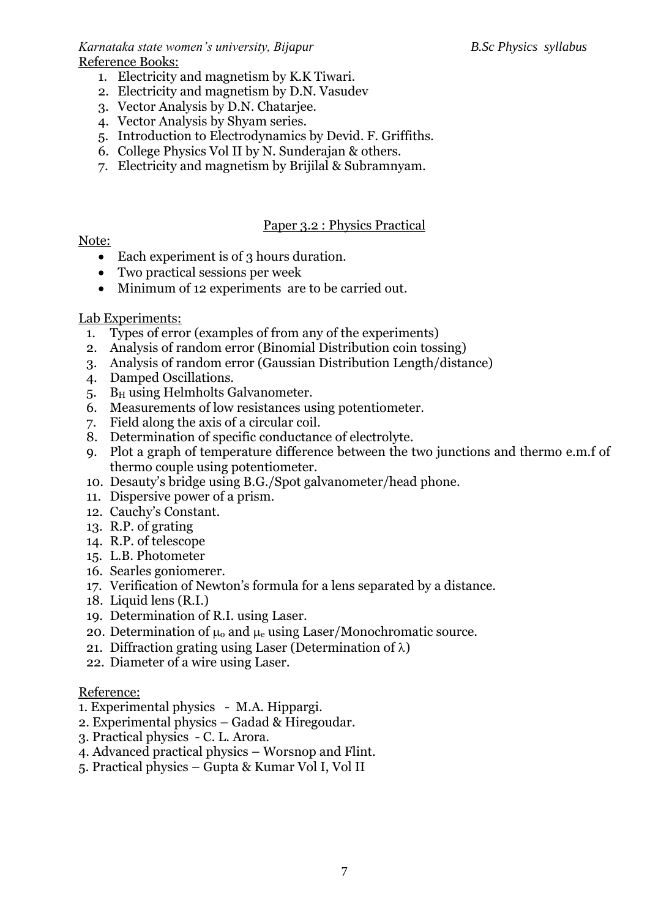Reference Books:

1. Electricity and magnetism by K.K Tiwari.
2. Electricity and magnetism by D.N. Vasudev
3. Vector Analysis by D.N. Chatarjee.
4. Vector Analysis by Shyam series.
5. Introduction to Electrodynamics by Devid. F. Griffiths.
6. College Physics Vol II by N. Sunderajan & others.
7. Electricity and magnetism by Brijilal & Subramnyam.

## Paper 3.2 : Physics Practical

Note:

- Each experiment is of 3 hours duration.
- Two practical sessions per week
- Minimum of 12 experiments are to be carried out.

Lab Experiments:

1. Types of error (examples of from any of the experiments)
2. Analysis of random error (Binomial Distribution coin tossing)
3. Analysis of random error (Gaussian Distribution Length/distance)
4. Damped Oscillations.
5. $B_H$ using Helmholts Galvanometer.
6. Measurements of low resistances using potentiometer.
7. Field along the axis of a circular coil.
8. Determination of specific conductance of electrolyte.
9. Plot a graph of temperature difference between the two junctions and thermo e.m.f of thermo couple using potentiometer.
10. Desauty's bridge using B.G./Spot galvanometer/head phone.
11. Dispersive power of a prism.
12. Cauchy's Constant.
13. R.P. of grating
14. R.P. of telescope
15. L.B. Photometer
16. Searles goniomerer.
17. Verification of Newton's formula for a lens separated by a distance.
18. Liquid lens (R.I.)
19. Determination of R.I. using Laser.
20. Determination of $\mu_o$ and $\mu_e$ using Laser/Monochromatic source.
21. Diffraction grating using Laser (Determination of $\lambda$)
22. Diameter of a wire using Laser.

Reference:

1. Experimental physics - M.A. Hippargi.
2. Experimental physics – Gadad & Hiregoudar.
3. Practical physics - C. L. Arora.
4. Advanced practical physics – Worsnop and Flint.
5. Practical physics – Gupta & Kumar Vol I, Vol II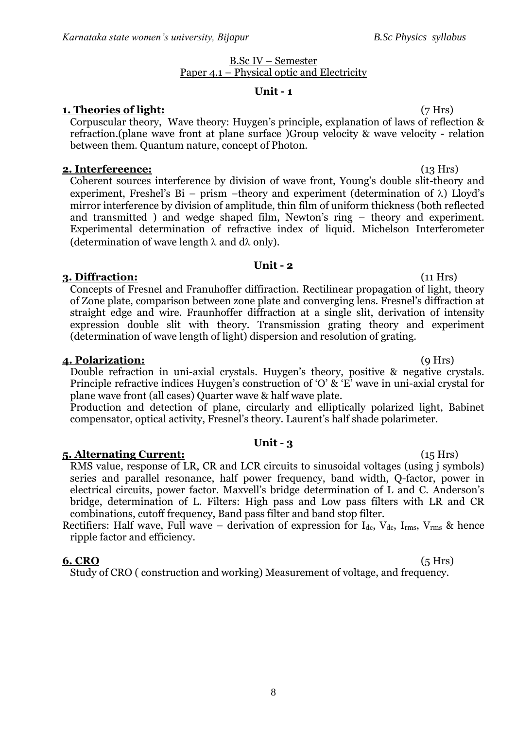B.Sc IV – Semester

Paper 4.1 – Physical optic and Electricity

### Unit - 1

**1. Theories of light:** (7 Hrs)

Corpuscular theory, Wave theory: Huygen's principle, explanation of laws of reflection & refraction.(plane wave front at plane surface )Group velocity & wave velocity - relation between them. Quantum nature, concept of Photon.

**2. Interfereence:** (13 Hrs)

Coherent sources interference by division of wave front, Young's double slit-theory and experiment, Freshel's Bi – prism –theory and experiment (determination of $\lambda$) Lloyd's mirror interference by division of amplitude, thin film of uniform thickness (both reflected and transmitted ) and wedge shaped film, Newton's ring – theory and experiment. Experimental determination of refractive index of liquid. Michelson Interferometer (determination of wave length $\lambda$ and $d\lambda$ only).

### Unit - 2

**3. Diffraction:** (11 Hrs)

Concepts of Fresnel and Franuhoffer diffiraction. Rectilinear propagation of light, theory of Zone plate, comparison between zone plate and converging lens. Fresnel's diffraction at straight edge and wire. Fraunhoffer diffraction at a single slit, derivation of intensity expression double slit with theory. Transmission grating theory and experiment (determination of wave length of light) dispersion and resolution of grating.

**4. Polarization:** (9 Hrs)

Double refraction in uni-axial crystals. Huygen's theory, positive & negative crystals. Principle refractive indices Huygen's construction of 'O' & 'E' wave in uni-axial crystal for plane wave front (all cases) Quarter wave & half wave plate.

Production and detection of plane, circularly and elliptically polarized light, Babinet compensator, optical activity, Fresnel's theory. Laurent's half shade polarimeter.

### Unit - 3

**5. Alternating Current:** (15 Hrs)

RMS value, response of LR, CR and LCR circuits to sinusoidal voltages (using j symbols) series and parallel resonance, half power frequency, band width, Q-factor, power in electrical circuits, power factor. Maxvell's bridge determination of L and C. Anderson's bridge, determination of L. Filters: High pass and Low pass filters with LR and CR combinations, cutoff frequency, Band pass filter and band stop filter.

Rectifiers: Half wave, Full wave – derivation of expression for $I_{dc}$, $V_{dc}$, $I_{rms}$, $V_{rms}$ & hence ripple factor and efficiency.

**6. CRO** (5 Hrs)

Study of CRO ( construction and working) Measurement of voltage, and frequency.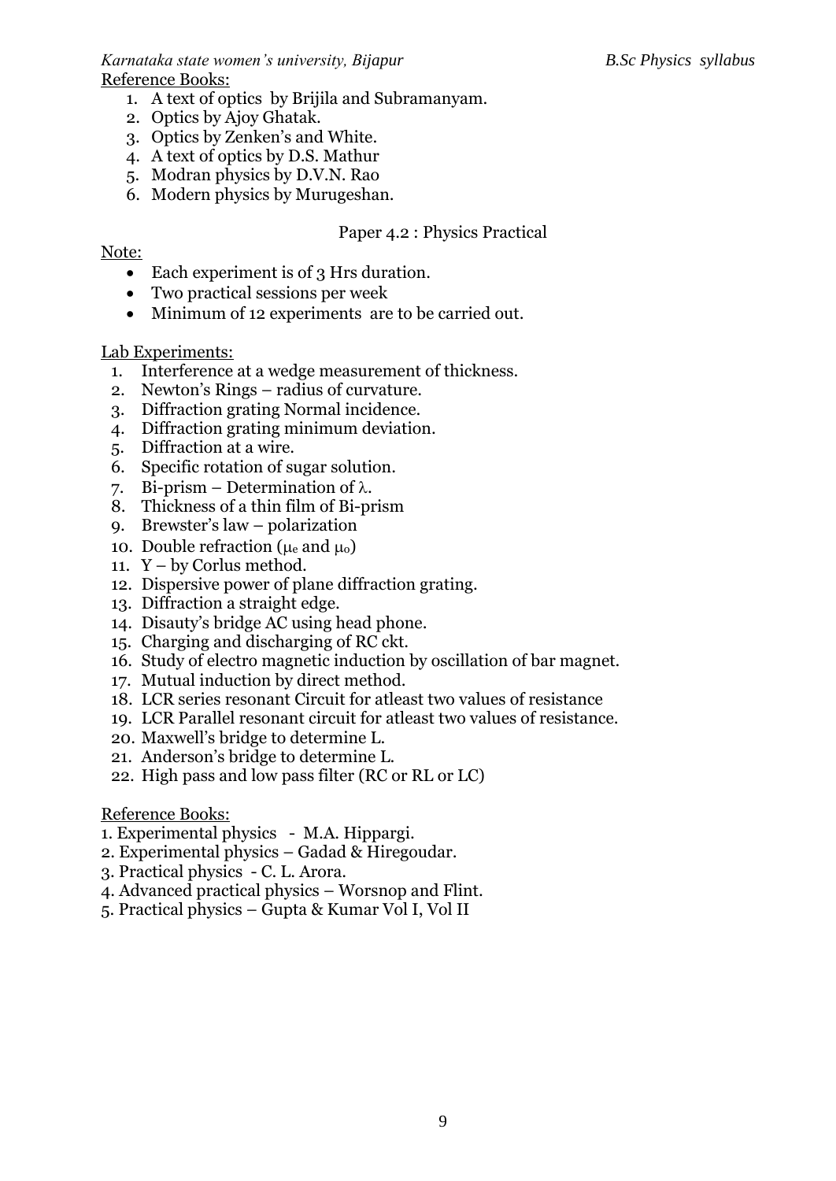Reference Books:

1. A text of optics by Brijila and Subramanyam.
2. Optics by Ajoy Ghatak.
3. Optics by Zenken's and White.
4. A text of optics by D.S. Mathur
5. Modran physics by D.V.N. Rao
6. Modern physics by Murugeshan.

## Paper 4.2 : Physics Practical

Note:

- Each experiment is of 3 Hrs duration.
- Two practical sessions per week
- Minimum of 12 experiments are to be carried out.

Lab Experiments:

1. Interference at a wedge measurement of thickness.
2. Newton's Rings – radius of curvature.
3. Diffraction grating Normal incidence.
4. Diffraction grating minimum deviation.
5. Diffraction at a wire.
6. Specific rotation of sugar solution.
7. Bi-prism – Determination of $\lambda$.
8. Thickness of a thin film of Bi-prism
9. Brewster's law – polarization
10. Double refraction ($\mu_e$ and $\mu_o$)
11. Y – by Corlus method.
12. Dispersive power of plane diffraction grating.
13. Diffraction a straight edge.
14. Disauty's bridge AC using head phone.
15. Charging and discharging of RC ckt.
16. Study of electro magnetic induction by oscillation of bar magnet.
17. Mutual induction by direct method.
18. LCR series resonant Circuit for atleast two values of resistance
19. LCR Parallel resonant circuit for atleast two values of resistance.
20. Maxwell's bridge to determine L.
21. Anderson's bridge to determine L.
22. High pass and low pass filter (RC or RL or LC)

Reference Books:

1. Experimental physics - M.A. Hippargi.
2. Experimental physics – Gadad & Hiregoudar.
3. Practical physics - C. L. Arora.
4. Advanced practical physics – Worsnop and Flint.
5. Practical physics – Gupta & Kumar Vol I, Vol II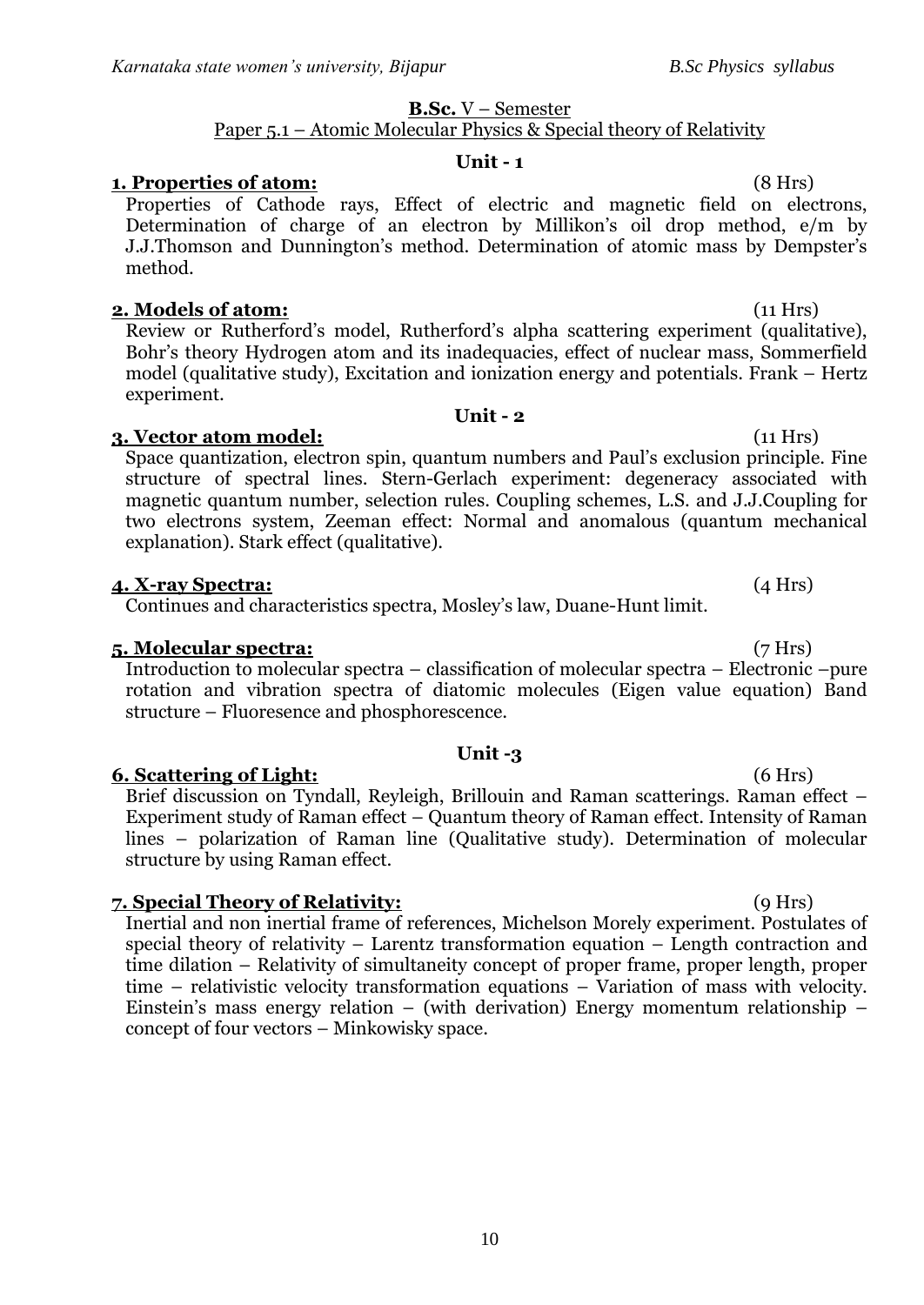**B.Sc.** V – Semester

Paper 5.1 – Atomic Molecular Physics & Special theory of Relativity

## Unit - 1

**1. Properties of atom:** (8 Hrs)

Properties of Cathode rays, Effect of electric and magnetic field on electrons, Determination of charge of an electron by Millikon's oil drop method, e/m by J.J.Thomson and Dunnington's method. Determination of atomic mass by Dempster's method.

**2. Models of atom:** (11 Hrs)

Review or Rutherford's model, Rutherford's alpha scattering experiment (qualitative), Bohr's theory Hydrogen atom and its inadequacies, effect of nuclear mass, Sommerfield model (qualitative study), Excitation and ionization energy and potentials. Frank – Hertz experiment.

## Unit - 2

**3. Vector atom model:** (11 Hrs)

Space quantization, electron spin, quantum numbers and Paul's exclusion principle. Fine structure of spectral lines. Stern-Gerlach experiment: degeneracy associated with magnetic quantum number, selection rules. Coupling schemes, L.S. and J.J.Coupling for two electrons system, Zeeman effect: Normal and anomalous (quantum mechanical explanation). Stark effect (qualitative).

**4. X-ray Spectra:** (4 Hrs)

Continues and characteristics spectra, Mosley's law, Duane-Hunt limit.

**5. Molecular spectra:** (7 Hrs)

Introduction to molecular spectra – classification of molecular spectra – Electronic –pure rotation and vibration spectra of diatomic molecules (Eigen value equation) Band structure – Fluoresence and phosphorescence.

## Unit -3

**6. Scattering of Light:** (6 Hrs)

Brief discussion on Tyndall, Reyleigh, Brillouin and Raman scatterings. Raman effect – Experiment study of Raman effect – Quantum theory of Raman effect. Intensity of Raman lines – polarization of Raman line (Qualitative study). Determination of molecular structure by using Raman effect.

**7. Special Theory of Relativity:** (9 Hrs)

Inertial and non inertial frame of references, Michelson Morely experiment. Postulates of special theory of relativity – Larentz transformation equation – Length contraction and time dilation – Relativity of simultaneity concept of proper frame, proper length, proper time – relativistic velocity transformation equations – Variation of mass with velocity. Einstein's mass energy relation – (with derivation) Energy momentum relationship – concept of four vectors – Minkowisky space.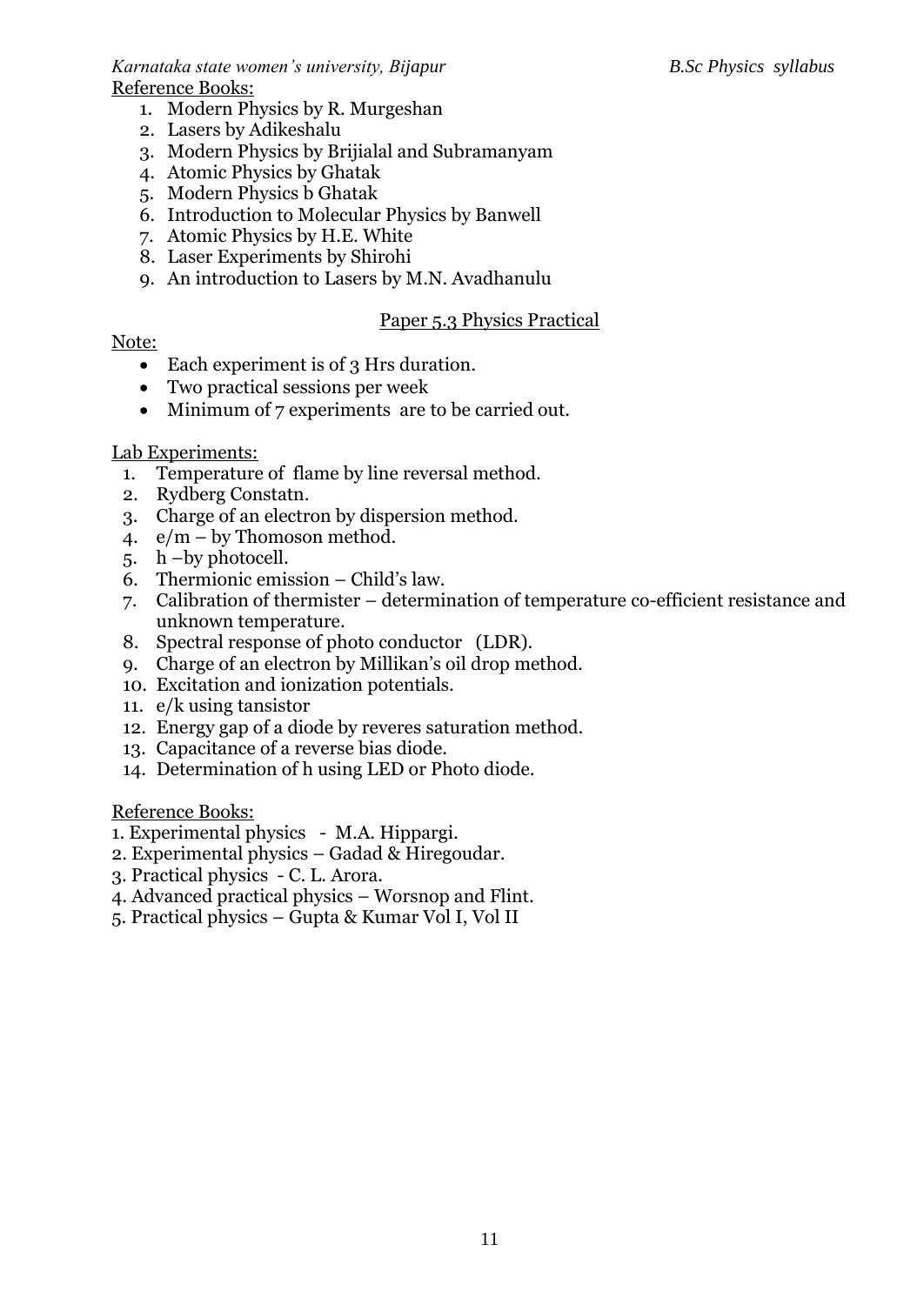Reference Books:

1. Modern Physics by R. Murgeshan
2. Lasers by Adikeshalu
3. Modern Physics by Brijialal and Subramanyam
4. Atomic Physics by Ghatak
5. Modern Physics b Ghatak
6. Introduction to Molecular Physics by Banwell
7. Atomic Physics by H.E. White
8. Laser Experiments by Shirohi
9. An introduction to Lasers by M.N. Avadhanulu

## Paper 5.3 Physics Practical

Note:

- Each experiment is of 3 Hrs duration.
- Two practical sessions per week
- Minimum of 7 experiments are to be carried out.

Lab Experiments:

1. Temperature of flame by line reversal method.
2. Rydberg Constatn.
3. Charge of an electron by dispersion method.
4. e/m – by Thomoson method.
5. h –by photocell.
6. Thermionic emission – Child's law.
7. Calibration of thermister – determination of temperature co-efficient resistance and unknown temperature.
8. Spectral response of photo conductor (LDR).
9. Charge of an electron by Millikan's oil drop method.
10. Excitation and ionization potentials.
11. e/k using tansistor
12. Energy gap of a diode by reveres saturation method.
13. Capacitance of a reverse bias diode.
14. Determination of h using LED or Photo diode.

Reference Books:

1. Experimental physics - M.A. Hippargi.
2. Experimental physics – Gadad & Hiregoudar.
3. Practical physics - C. L. Arora.
4. Advanced practical physics – Worsnop and Flint.
5. Practical physics – Gupta & Kumar Vol I, Vol II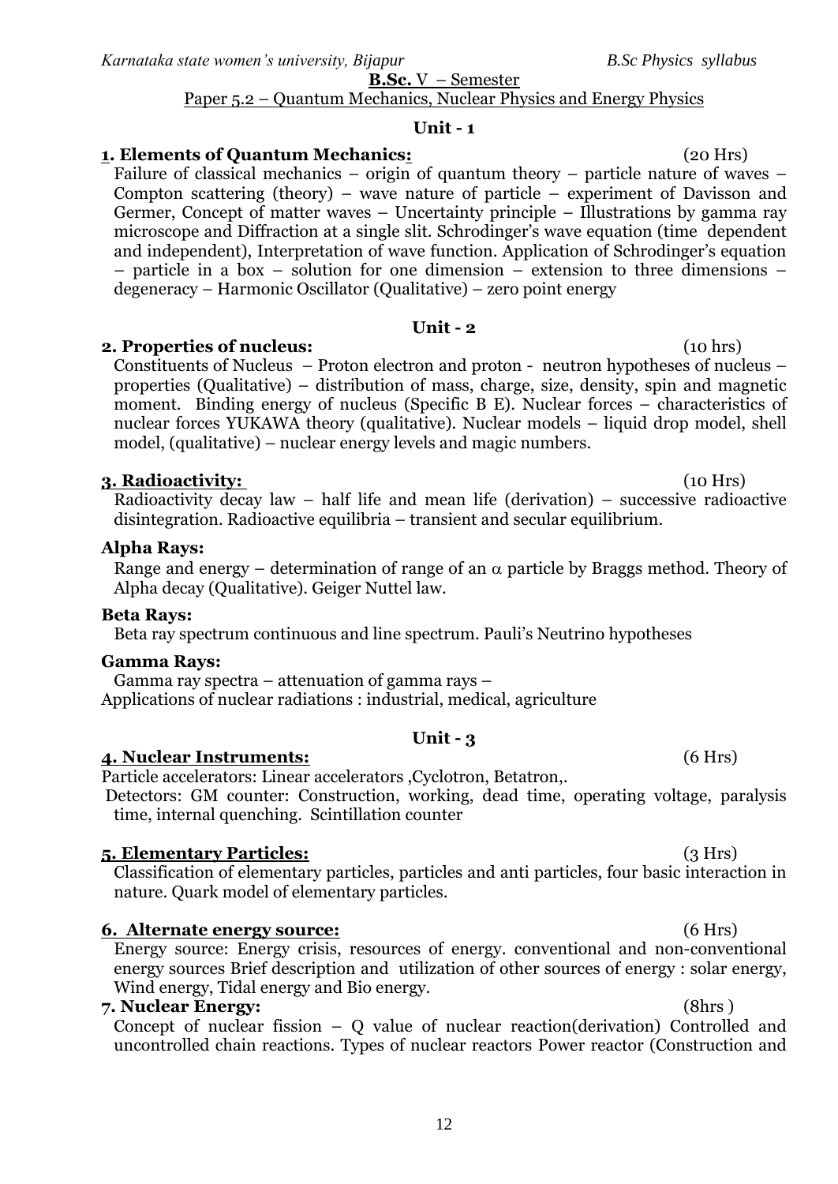**B.Sc.** V – Semester

Paper 5.2 – Quantum Mechanics, Nuclear Physics and Energy Physics

## Unit - 1

### 1. Elements of Quantum Mechanics: (20 Hrs)

Failure of classical mechanics – origin of quantum theory – particle nature of waves – Compton scattering (theory) – wave nature of particle – experiment of Davisson and Germer, Concept of matter waves – Uncertainty principle – Illustrations by gamma ray microscope and Diffraction at a single slit. Schrodinger's wave equation (time dependent and independent), Interpretation of wave function. Application of Schrodinger's equation – particle in a box – solution for one dimension – extension to three dimensions – degeneracy – Harmonic Oscillator (Qualitative) – zero point energy

## Unit - 2

### 2. Properties of nucleus: (10 hrs)

Constituents of Nucleus – Proton electron and proton - neutron hypotheses of nucleus – properties (Qualitative) – distribution of mass, charge, size, density, spin and magnetic moment. Binding energy of nucleus (Specific B E). Nuclear forces – characteristics of nuclear forces YUKAWA theory (qualitative). Nuclear models – liquid drop model, shell model, (qualitative) – nuclear energy levels and magic numbers.

### 3. Radioactivity: (10 Hrs)

Radioactivity decay law – half life and mean life (derivation) – successive radioactive disintegration. Radioactive equilibria – transient and secular equilibrium.

**Alpha Rays:**

Range and energy – determination of range of an $\alpha$ particle by Braggs method. Theory of Alpha decay (Qualitative). Geiger Nuttel law.

**Beta Rays:**

Beta ray spectrum continuous and line spectrum. Pauli's Neutrino hypotheses

**Gamma Rays:**

Gamma ray spectra – attenuation of gamma rays –
Applications of nuclear radiations : industrial, medical, agriculture

## Unit - 3

### 4. Nuclear Instruments: (6 Hrs)

Particle accelerators: Linear accelerators ,Cyclotron, Betatron,.

Detectors: GM counter: Construction, working, dead time, operating voltage, paralysis time, internal quenching. Scintillation counter

### 5. Elementary Particles: (3 Hrs)

Classification of elementary particles, particles and anti particles, four basic interaction in nature. Quark model of elementary particles.

### 6. Alternate energy source: (6 Hrs)

Energy source: Energy crisis, resources of energy. conventional and non-conventional energy sources Brief description and utilization of other sources of energy : solar energy, Wind energy, Tidal energy and Bio energy.

### 7. Nuclear Energy: (8hrs )

Concept of nuclear fission – Q value of nuclear reaction(derivation) Controlled and uncontrolled chain reactions. Types of nuclear reactors Power reactor (Construction and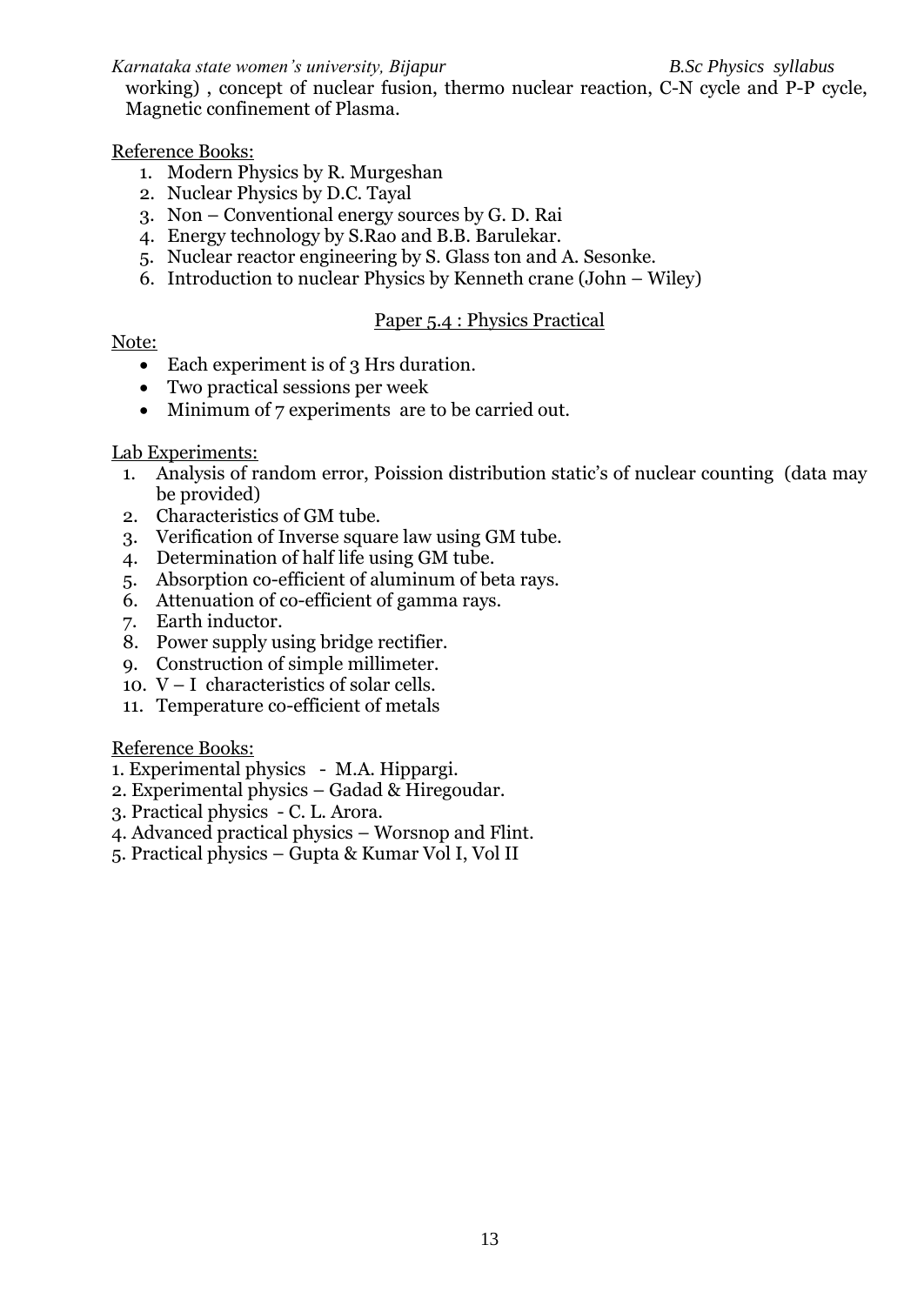working) , concept of nuclear fusion, thermo nuclear reaction, C-N cycle and P-P cycle, Magnetic confinement of Plasma.

Reference Books:

1. Modern Physics by R. Murgeshan
2. Nuclear Physics by D.C. Tayal
3. Non – Conventional energy sources by G. D. Rai
4. Energy technology by S.Rao and B.B. Barulekar.
5. Nuclear reactor engineering by S. Glass ton and A. Sesonke.
6. Introduction to nuclear Physics by Kenneth crane (John – Wiley)

## Paper 5.4 : Physics Practical

Note:

- Each experiment is of 3 Hrs duration.
- Two practical sessions per week
- Minimum of 7 experiments are to be carried out.

Lab Experiments:

1. Analysis of random error, Poission distribution static's of nuclear counting (data may be provided)
2. Characteristics of GM tube.
3. Verification of Inverse square law using GM tube.
4. Determination of half life using GM tube.
5. Absorption co-efficient of aluminum of beta rays.
6. Attenuation of co-efficient of gamma rays.
7. Earth inductor.
8. Power supply using bridge rectifier.
9. Construction of simple millimeter.
10. V – I characteristics of solar cells.
11. Temperature co-efficient of metals

Reference Books:

1. Experimental physics - M.A. Hippargi.
2. Experimental physics – Gadad & Hiregoudar.
3. Practical physics - C. L. Arora.
4. Advanced practical physics – Worsnop and Flint.
5. Practical physics – Gupta & Kumar Vol I, Vol II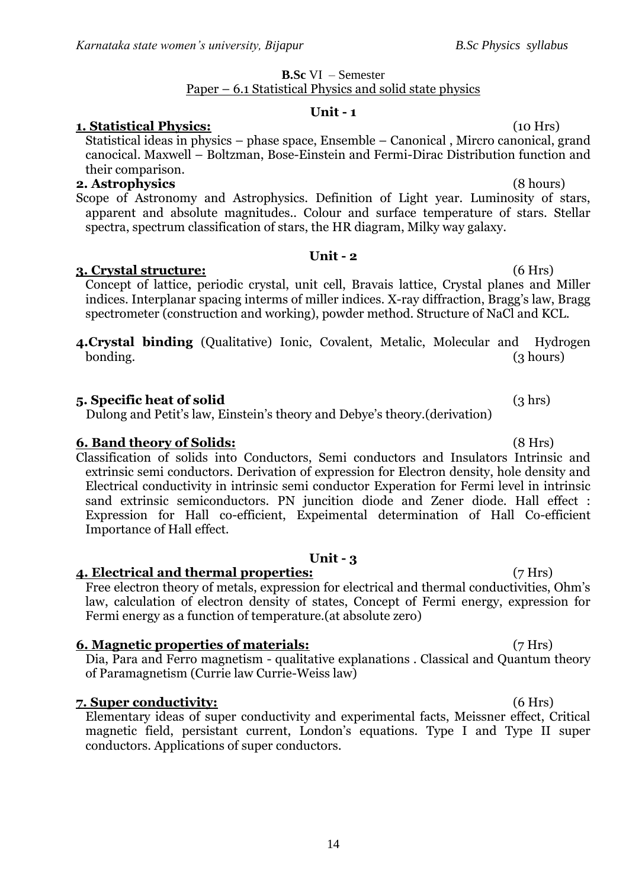**B.Sc** VI – Semester

Paper – 6.1 Statistical Physics and solid state physics

**Unit - 1**

**1. Statistical Physics:** (10 Hrs)

Statistical ideas in physics – phase space, Ensemble – Canonical , Mircro canonical, grand canocical. Maxwell – Boltzman, Bose-Einstein and Fermi-Dirac Distribution function and their comparison.

**2. Astrophysics** (8 hours)

Scope of Astronomy and Astrophysics. Definition of Light year. Luminosity of stars, apparent and absolute magnitudes.. Colour and surface temperature of stars. Stellar spectra, spectrum classification of stars, the HR diagram, Milky way galaxy.

**Unit - 2**

**3. Crystal structure:** (6 Hrs)

Concept of lattice, periodic crystal, unit cell, Bravais lattice, Crystal planes and Miller indices. Interplanar spacing interms of miller indices. X-ray diffraction, Bragg's law, Bragg spectrometer (construction and working), powder method. Structure of NaCl and KCL.

**4.Crystal binding** (Qualitative) Ionic, Covalent, Metalic, Molecular and Hydrogen bonding. (3 hours)

**5. Specific heat of solid** (3 hrs)

Dulong and Petit's law, Einstein's theory and Debye's theory.(derivation)

**6. Band theory of Solids:** (8 Hrs)

Classification of solids into Conductors, Semi conductors and Insulators Intrinsic and extrinsic semi conductors. Derivation of expression for Electron density, hole density and Electrical conductivity in intrinsic semi conductor Experation for Fermi level in intrinsic sand extrinsic semiconductors. PN juncition diode and Zener diode. Hall effect : Expression for Hall co-efficient, Expeimental determination of Hall Co-efficient Importance of Hall effect.

**Unit - 3**

**4. Electrical and thermal properties:** (7 Hrs)

Free electron theory of metals, expression for electrical and thermal conductivities, Ohm's law, calculation of electron density of states, Concept of Fermi energy, expression for Fermi energy as a function of temperature.(at absolute zero)

**6. Magnetic properties of materials:** (7 Hrs)

Dia, Para and Ferro magnetism - qualitative explanations . Classical and Quantum theory of Paramagnetism (Currie law Currie-Weiss law)

**7. Super conductivity:** (6 Hrs)

Elementary ideas of super conductivity and experimental facts, Meissner effect, Critical magnetic field, persistant current, London's equations. Type I and Type II super conductors. Applications of super conductors.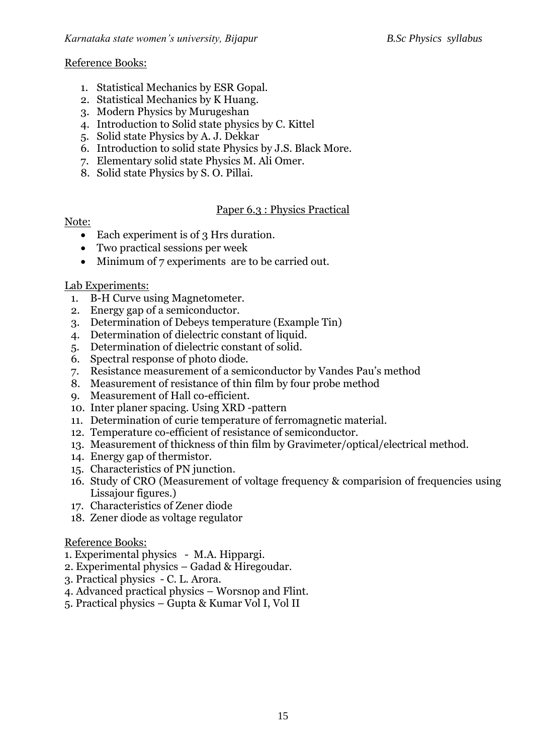Reference Books:

1. Statistical Mechanics by ESR Gopal.
2. Statistical Mechanics by K Huang.
3. Modern Physics by Murugeshan
4. Introduction to Solid state physics by C. Kittel
5. Solid state Physics by A. J. Dekkar
6. Introduction to solid state Physics by J.S. Black More.
7. Elementary solid state Physics M. Ali Omer.
8. Solid state Physics by S. O. Pillai.

## Paper 6.3 : Physics Practical

Note:

- Each experiment is of 3 Hrs duration.
- Two practical sessions per week
- Minimum of 7 experiments are to be carried out.

Lab Experiments:

1. B-H Curve using Magnetometer.
2. Energy gap of a semiconductor.
3. Determination of Debeys temperature (Example Tin)
4. Determination of dielectric constant of liquid.
5. Determination of dielectric constant of solid.
6. Spectral response of photo diode.
7. Resistance measurement of a semiconductor by Vandes Pau's method
8. Measurement of resistance of thin film by four probe method
9. Measurement of Hall co-efficient.
10. Inter planer spacing. Using XRD -pattern
11. Determination of curie temperature of ferromagnetic material.
12. Temperature co-efficient of resistance of semiconductor.
13. Measurement of thickness of thin film by Gravimeter/optical/electrical method.
14. Energy gap of thermistor.
15. Characteristics of PN junction.
16. Study of CRO (Measurement of voltage frequency & comparision of frequencies using Lissajour figures.)
17. Characteristics of Zener diode
18. Zener diode as voltage regulator

Reference Books:

1. Experimental physics - M.A. Hippargi.
2. Experimental physics – Gadad & Hiregoudar.
3. Practical physics - C. L. Arora.
4. Advanced practical physics – Worsnop and Flint.
5. Practical physics – Gupta & Kumar Vol I, Vol II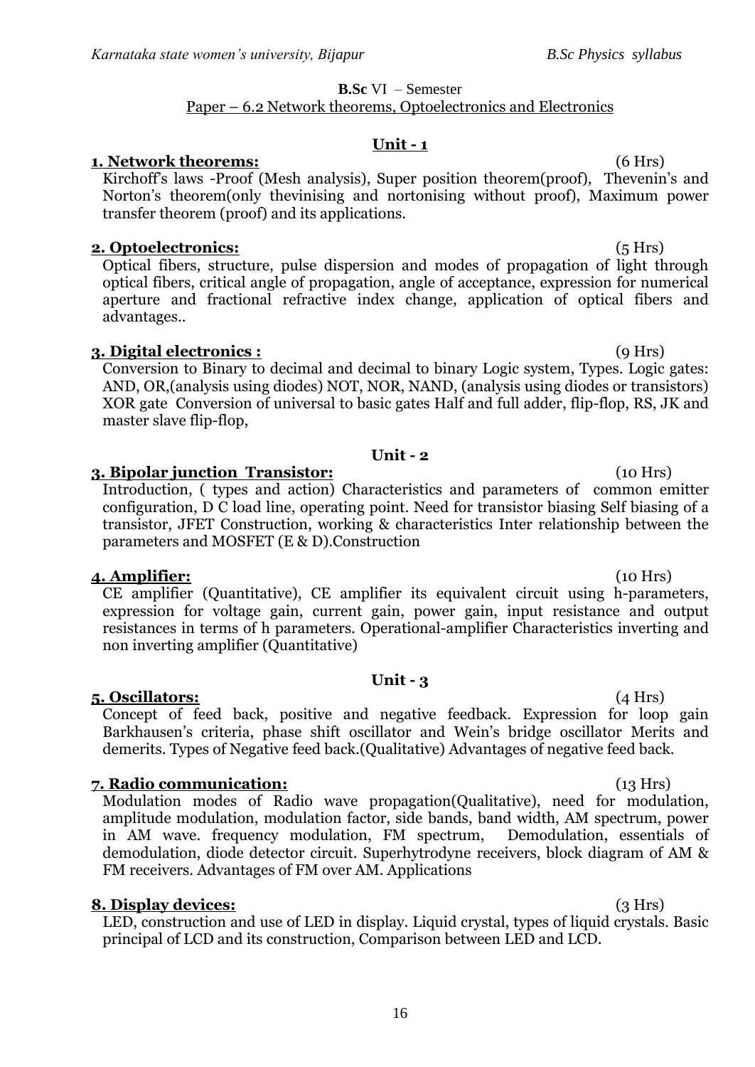**B.Sc** VI – Semester

Paper – 6.2 Network theorems, Optoelectronics and Electronics

## Unit - 1

**1. Network theorems:** (6 Hrs)

Kirchoff's laws -Proof (Mesh analysis), Super position theorem(proof), Thevenin's and Norton's theorem(only thevinising and nortonising without proof), Maximum power transfer theorem (proof) and its applications.

**2. Optoelectronics:** (5 Hrs)

Optical fibers, structure, pulse dispersion and modes of propagation of light through optical fibers, critical angle of propagation, angle of acceptance, expression for numerical aperture and fractional refractive index change, application of optical fibers and advantages..

**3. Digital electronics :** (9 Hrs)

Conversion to Binary to decimal and decimal to binary Logic system, Types. Logic gates: AND, OR,(analysis using diodes) NOT, NOR, NAND, (analysis using diodes or transistors) XOR gate Conversion of universal to basic gates Half and full adder, flip-flop, RS, JK and master slave flip-flop,

## Unit - 2

**3. Bipolar junction Transistor:** (10 Hrs)

Introduction, ( types and action) Characteristics and parameters of common emitter configuration, D C load line, operating point. Need for transistor biasing Self biasing of a transistor, JFET Construction, working & characteristics Inter relationship between the parameters and MOSFET (E & D).Construction

**4. Amplifier:** (10 Hrs)

CE amplifier (Quantitative), CE amplifier its equivalent circuit using h-parameters, expression for voltage gain, current gain, power gain, input resistance and output resistances in terms of h parameters. Operational-amplifier Characteristics inverting and non inverting amplifier (Quantitative)

## Unit - 3

**5. Oscillators:** (4 Hrs)

Concept of feed back, positive and negative feedback. Expression for loop gain Barkhausen's criteria, phase shift oscillator and Wein's bridge oscillator Merits and demerits. Types of Negative feed back.(Qualitative) Advantages of negative feed back.

**7. Radio communication:** (13 Hrs)

Modulation modes of Radio wave propagation(Qualitative), need for modulation, amplitude modulation, modulation factor, side bands, band width, AM spectrum, power in AM wave. frequency modulation, FM spectrum, Demodulation, essentials of demodulation, diode detector circuit. Superhytrodyne receivers, block diagram of AM & FM receivers. Advantages of FM over AM. Applications

**8. Display devices:** (3 Hrs)

LED, construction and use of LED in display. Liquid crystal, types of liquid crystals. Basic principal of LCD and its construction, Comparison between LED and LCD.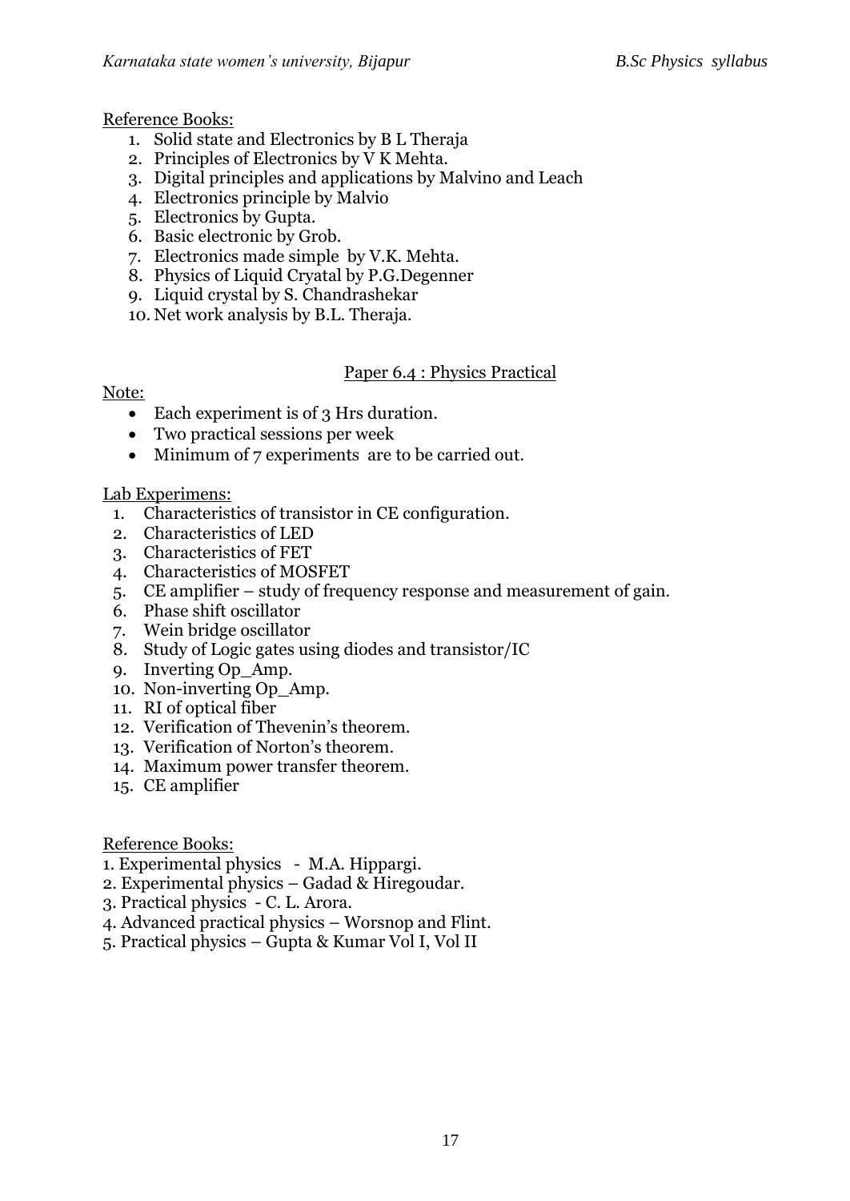Reference Books:

1. Solid state and Electronics by B L Theraja
2. Principles of Electronics by V K Mehta.
3. Digital principles and applications by Malvino and Leach
4. Electronics principle by Malvio
5. Electronics by Gupta.
6. Basic electronic by Grob.
7. Electronics made simple by V.K. Mehta.
8. Physics of Liquid Cryatal by P.G.Degenner
9. Liquid crystal by S. Chandrashekar
10. Net work analysis by B.L. Theraja.

## Paper 6.4 : Physics Practical

Note:

- Each experiment is of 3 Hrs duration.
- Two practical sessions per week
- Minimum of 7 experiments are to be carried out.

Lab Experimens:

1. Characteristics of transistor in CE configuration.
2. Characteristics of LED
3. Characteristics of FET
4. Characteristics of MOSFET
5. CE amplifier – study of frequency response and measurement of gain.
6. Phase shift oscillator
7. Wein bridge oscillator
8. Study of Logic gates using diodes and transistor/IC
9. Inverting Op_Amp.
10. Non-inverting Op_Amp.
11. RI of optical fiber
12. Verification of Thevenin's theorem.
13. Verification of Norton's theorem.
14. Maximum power transfer theorem.
15. CE amplifier

Reference Books:

1. Experimental physics - M.A. Hippargi.
2. Experimental physics – Gadad & Hiregoudar.
3. Practical physics - C. L. Arora.
4. Advanced practical physics – Worsnop and Flint.
5. Practical physics – Gupta & Kumar Vol I, Vol II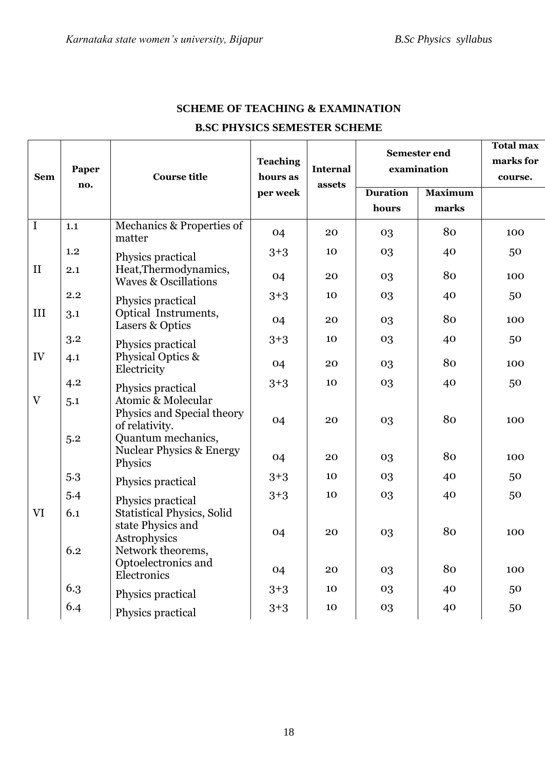**SCHEME OF TEACHING & EXAMINATION**

**B.SC PHYSICS SEMESTER SCHEME**

| Sem | Paper no. | Course title | Teaching hours as per week | Internal assets | Semester end examination | | Total max marks for course. |
|---|---|---|---|---|---|---|---|
| | | | | | Duration hours | Maximum marks | |
| I | 1.1 | Mechanics & Properties of matter | 04 | 20 | 03 | 80 | 100 |
| | 1.2 | Physics practical | 3+3 | 10 | 03 | 40 | 50 |
| II | 2.1 | Heat,Thermodynamics, Waves & Oscillations | 04 | 20 | 03 | 80 | 100 |
| | 2.2 | Physics practical | 3+3 | 10 | 03 | 40 | 50 |
| III | 3.1 | Optical Instruments, Lasers & Optics | 04 | 20 | 03 | 80 | 100 |
| | 3.2 | Physics practical | 3+3 | 10 | 03 | 40 | 50 |
| IV | 4.1 | Physical Optics & Electricity | 04 | 20 | 03 | 80 | 100 |
| | 4.2 | Physics practical | 3+3 | 10 | 03 | 40 | 50 |
| V | 5.1 | Atomic & Molecular Physics and Special theory of relativity. | 04 | 20 | 03 | 80 | 100 |
| | 5.2 | Quantum mechanics, Nuclear Physics & Energy Physics | 04 | 20 | 03 | 80 | 100 |
| | 5.3 | Physics practical | 3+3 | 10 | 03 | 40 | 50 |
| | 5.4 | Physics practical | 3+3 | 10 | 03 | 40 | 50 |
| VI | 6.1 | Statistical Physics, Solid state Physics and Astrophysics | 04 | 20 | 03 | 80 | 100 |
| | 6.2 | Network theorems, Optoelectronics and Electronics | 04 | 20 | 03 | 80 | 100 |
| | 6.3 | Physics practical | 3+3 | 10 | 03 | 40 | 50 |
| | 6.4 | Physics practical | 3+3 | 10 | 03 | 40 | 50 |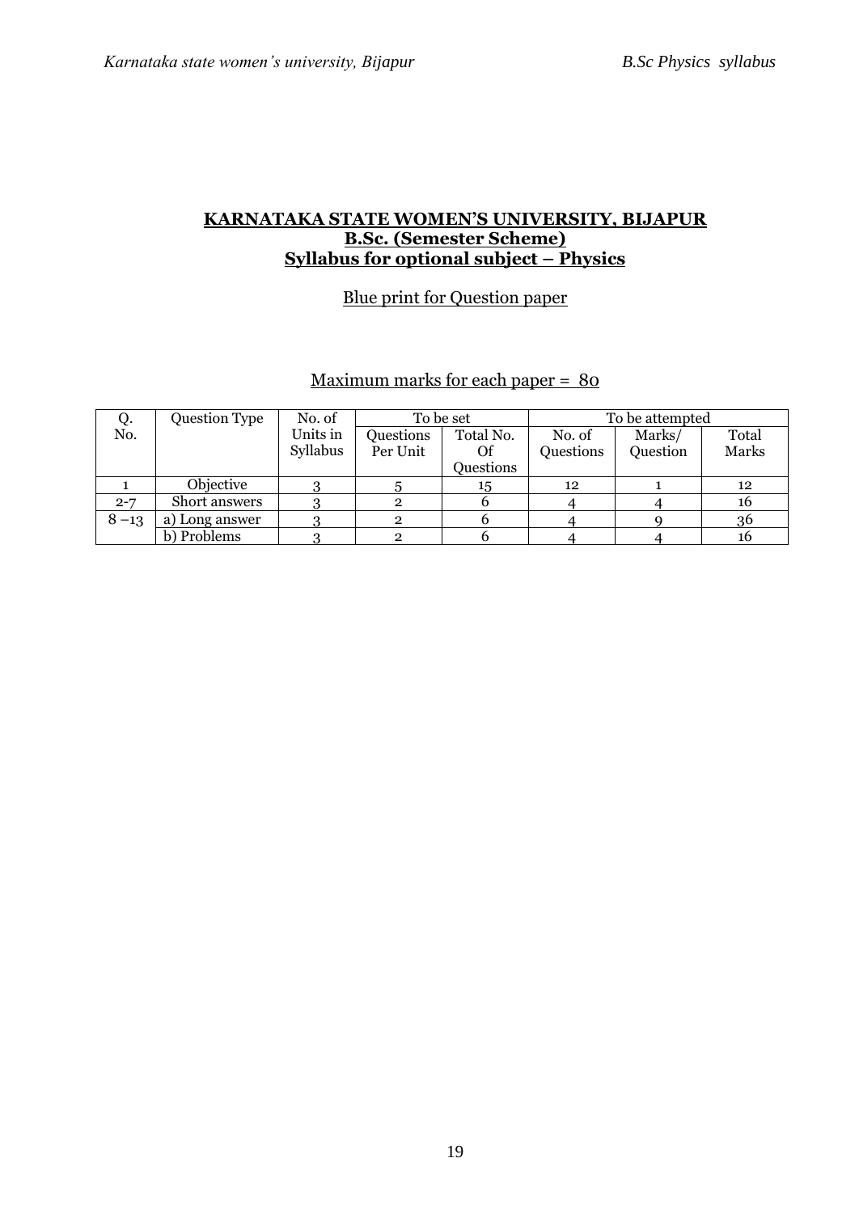**KARNATAKA STATE WOMEN'S UNIVERSITY, BIJAPUR**
**B.Sc. (Semester Scheme)**
**Syllabus for optional subject – Physics**

Blue print for Question paper

Maximum marks for each paper = 80

| Q. No. | Question Type | No. of Units in Syllabus | To be set | | To be attempted | | |
|---|---|---|---|---|---|---|---|
| | | | Questions Per Unit | Total No. Of Questions | No. of Questions | Marks/ Question | Total Marks |
| 1 | Objective | 3 | 5 | 15 | 12 | 1 | 12 |
| 2-7 | Short answers | 3 | 2 | 6 | 4 | 4 | 16 |
| 8 –13 | a) Long answer | 3 | 2 | 6 | 4 | 9 | 36 |
| | b) Problems | 3 | 2 | 6 | 4 | 4 | 16 |